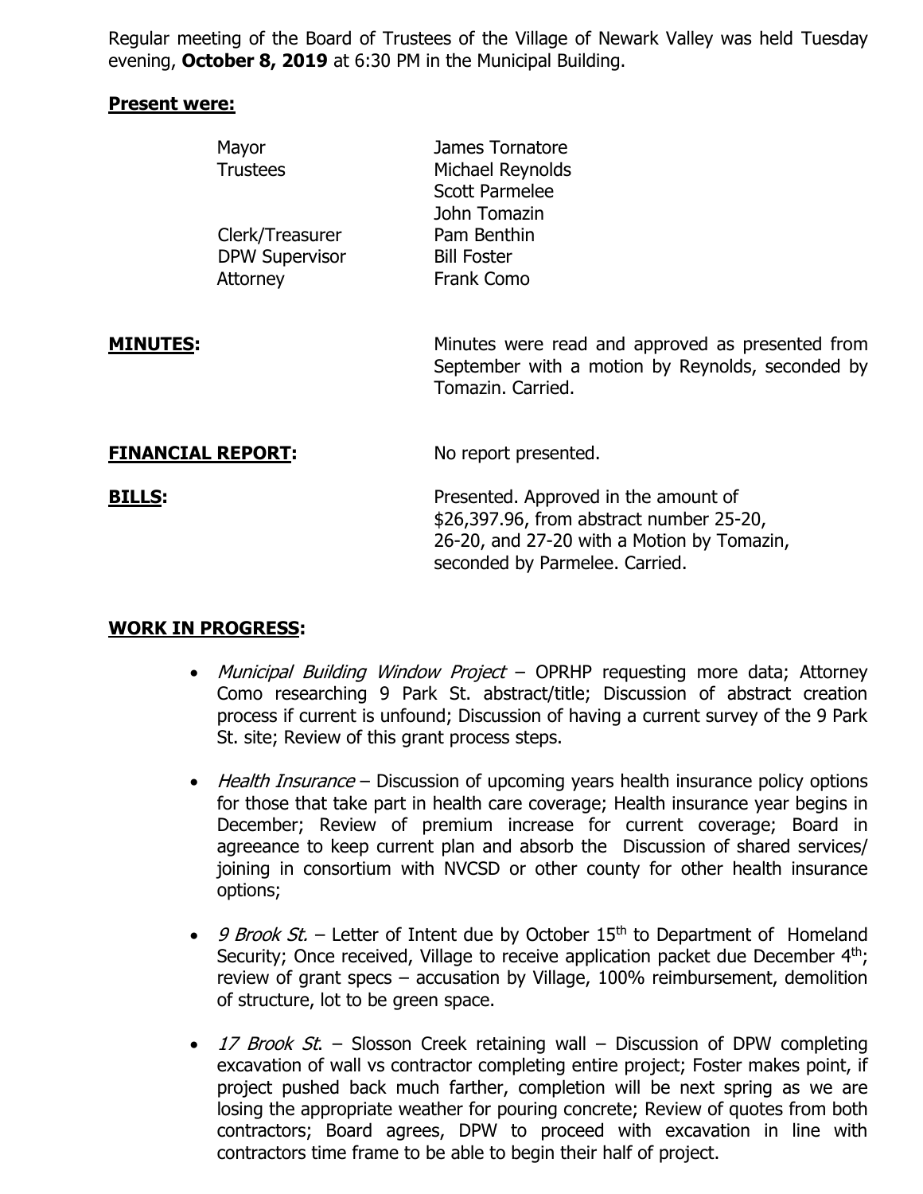Regular meeting of the Board of Trustees of the Village of Newark Valley was held Tuesday evening, **October 8, 2019** at 6:30 PM in the Municipal Building.

**Present were:**

| | |
|---|---|
| Mayor | James Tornatore |
| Trustees | Michael Reynolds |
| | Scott Parmelee |
| | John Tomazin |
| Clerk/Treasurer | Pam Benthin |
| DPW Supervisor | Bill Foster |
| Attorney | Frank Como |

**MINUTES:** Minutes were read and approved as presented from September with a motion by Reynolds, seconded by Tomazin. Carried.

**FINANCIAL REPORT:** No report presented.

**BILLS:** Presented. Approved in the amount of $26,397.96, from abstract number 25-20, 26-20, and 27-20 with a Motion by Tomazin, seconded by Parmelee. Carried.

**WORK IN PROGRESS:**

- *Municipal Building Window Project* – OPRHP requesting more data; Attorney Como researching 9 Park St. abstract/title; Discussion of abstract creation process if current is unfound; Discussion of having a current survey of the 9 Park St. site; Review of this grant process steps.
- *Health Insurance* – Discussion of upcoming years health insurance policy options for those that take part in health care coverage; Health insurance year begins in December; Review of premium increase for current coverage; Board in agreeance to keep current plan and absorb the Discussion of shared services/ joining in consortium with NVCSD or other county for other health insurance options;
- *9 Brook St.* – Letter of Intent due by October 15th to Department of Homeland Security; Once received, Village to receive application packet due December 4th; review of grant specs – accusation by Village, 100% reimbursement, demolition of structure, lot to be green space.
- *17 Brook St.* – Slosson Creek retaining wall – Discussion of DPW completing excavation of wall vs contractor completing entire project; Foster makes point, if project pushed back much farther, completion will be next spring as we are losing the appropriate weather for pouring concrete; Review of quotes from both contractors; Board agrees, DPW to proceed with excavation in line with contractors time frame to be able to begin their half of project.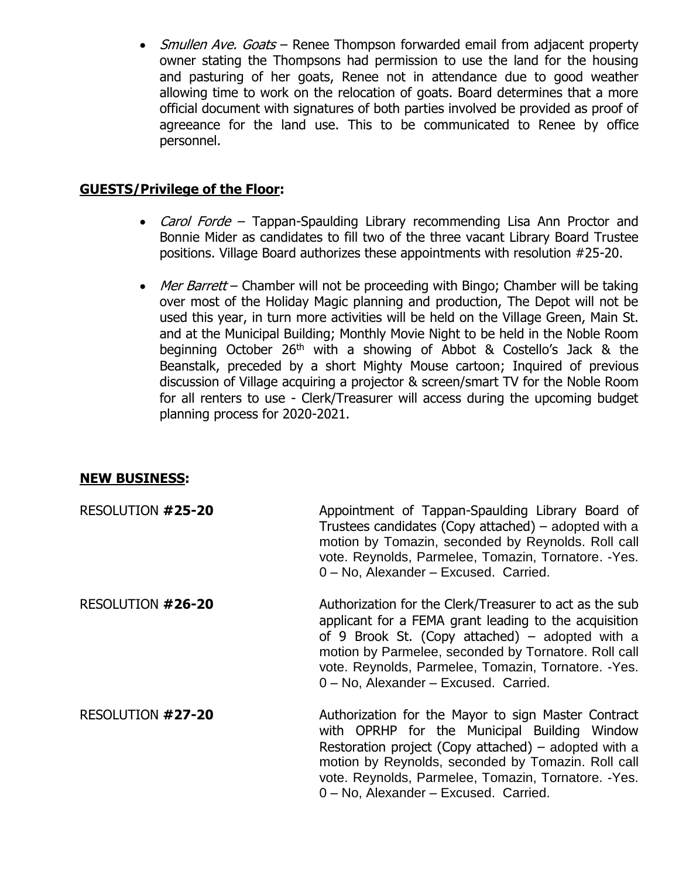- *Smullen Ave. Goats* – Renee Thompson forwarded email from adjacent property owner stating the Thompsons had permission to use the land for the housing and pasturing of her goats, Renee not in attendance due to good weather allowing time to work on the relocation of goats. Board determines that a more official document with signatures of both parties involved be provided as proof of agreeance for the land use. This to be communicated to Renee by office personnel.

## GUESTS/Privilege of the Floor:

- *Carol Forde* – Tappan-Spaulding Library recommending Lisa Ann Proctor and Bonnie Mider as candidates to fill two of the three vacant Library Board Trustee positions. Village Board authorizes these appointments with resolution #25-20.
- *Mer Barrett* – Chamber will not be proceeding with Bingo; Chamber will be taking over most of the Holiday Magic planning and production, The Depot will not be used this year, in turn more activities will be held on the Village Green, Main St. and at the Municipal Building; Monthly Movie Night to be held in the Noble Room beginning October 26th with a showing of Abbot & Costello's Jack & the Beanstalk, preceded by a short Mighty Mouse cartoon; Inquired of previous discussion of Village acquiring a projector & screen/smart TV for the Noble Room for all renters to use - Clerk/Treasurer will access during the upcoming budget planning process for 2020-2021.

## NEW BUSINESS:

RESOLUTION **#25-20** Appointment of Tappan-Spaulding Library Board of Trustees candidates (Copy attached) – adopted with a motion by Tomazin, seconded by Reynolds. Roll call vote. Reynolds, Parmelee, Tomazin, Tornatore. -Yes. 0 – No, Alexander – Excused. Carried.

RESOLUTION **#26-20** Authorization for the Clerk/Treasurer to act as the sub applicant for a FEMA grant leading to the acquisition of 9 Brook St. (Copy attached) – adopted with a motion by Parmelee, seconded by Tornatore. Roll call vote. Reynolds, Parmelee, Tomazin, Tornatore. -Yes. 0 – No, Alexander – Excused. Carried.

RESOLUTION **#27-20** Authorization for the Mayor to sign Master Contract with OPRHP for the Municipal Building Window Restoration project (Copy attached) – adopted with a motion by Reynolds, seconded by Tomazin. Roll call vote. Reynolds, Parmelee, Tomazin, Tornatore. -Yes. 0 – No, Alexander – Excused. Carried.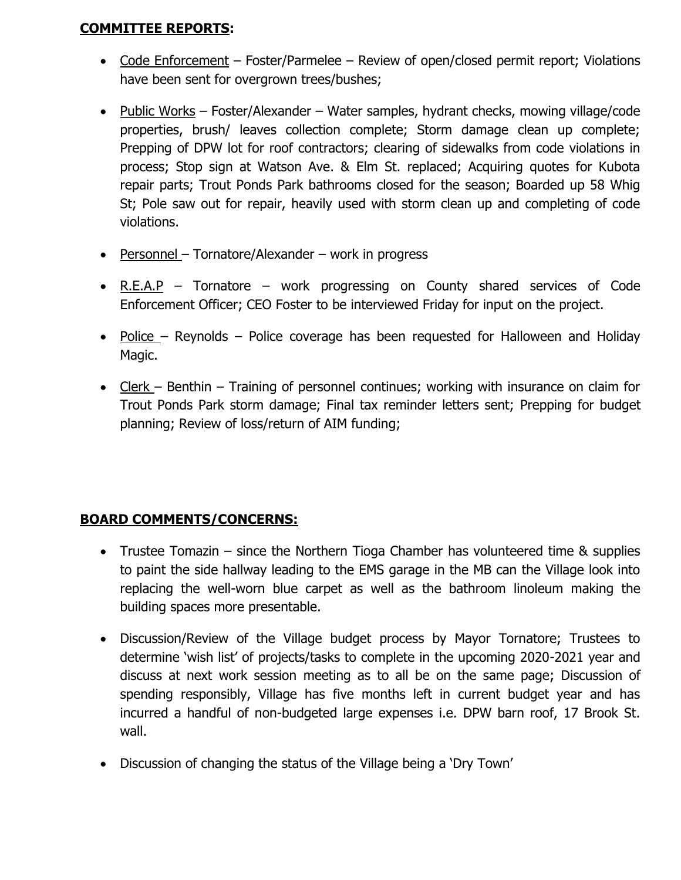**<u>COMMITTEE REPORTS</u>:**

- <u>Code Enforcement</u> – Foster/Parmelee – Review of open/closed permit report; Violations have been sent for overgrown trees/bushes;

- <u>Public Works</u> – Foster/Alexander – Water samples, hydrant checks, mowing village/code properties, brush/ leaves collection complete; Storm damage clean up complete; Prepping of DPW lot for roof contractors; clearing of sidewalks from code violations in process; Stop sign at Watson Ave. & Elm St. replaced; Acquiring quotes for Kubota repair parts; Trout Ponds Park bathrooms closed for the season; Boarded up 58 Whig St; Pole saw out for repair, heavily used with storm clean up and completing of code violations.

- <u>Personnel</u> – Tornatore/Alexander – work in progress

- <u>R.E.A.P</u> – Tornatore – work progressing on County shared services of Code Enforcement Officer; CEO Foster to be interviewed Friday for input on the project.

- <u>Police</u> – Reynolds – Police coverage has been requested for Halloween and Holiday Magic.

- <u>Clerk</u> – Benthin – Training of personnel continues; working with insurance on claim for Trout Ponds Park storm damage; Final tax reminder letters sent; Prepping for budget planning; Review of loss/return of AIM funding;

**<u>BOARD COMMENTS/CONCERNS:</u>**

- Trustee Tomazin – since the Northern Tioga Chamber has volunteered time & supplies to paint the side hallway leading to the EMS garage in the MB can the Village look into replacing the well-worn blue carpet as well as the bathroom linoleum making the building spaces more presentable.

- Discussion/Review of the Village budget process by Mayor Tornatore; Trustees to determine 'wish list' of projects/tasks to complete in the upcoming 2020-2021 year and discuss at next work session meeting as to all be on the same page; Discussion of spending responsibly, Village has five months left in current budget year and has incurred a handful of non-budgeted large expenses i.e. DPW barn roof, 17 Brook St. wall.

- Discussion of changing the status of the Village being a 'Dry Town'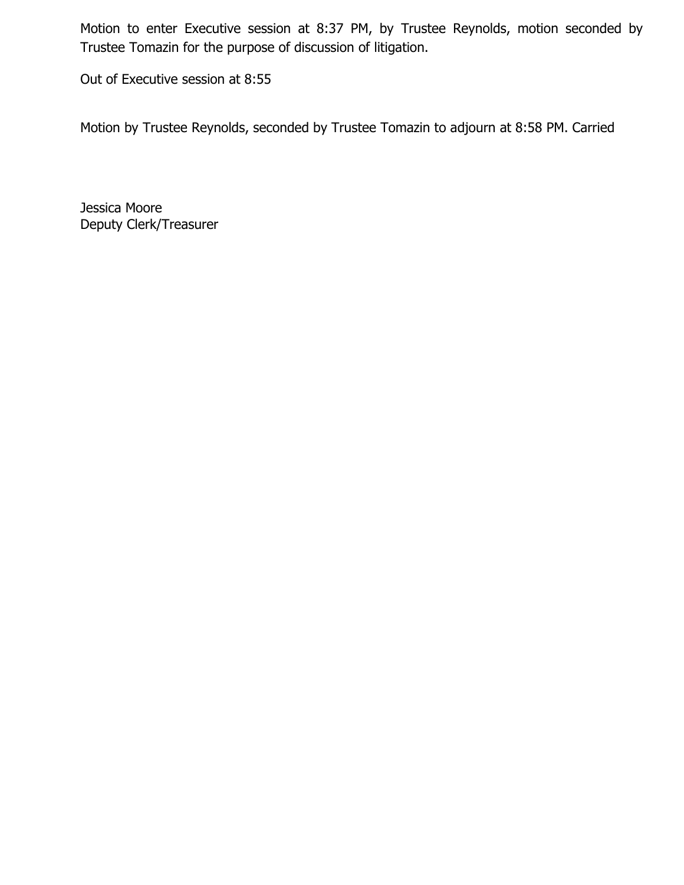Motion to enter Executive session at 8:37 PM, by Trustee Reynolds, motion seconded by Trustee Tomazin for the purpose of discussion of litigation.

Out of Executive session at 8:55

Motion by Trustee Reynolds, seconded by Trustee Tomazin to adjourn at 8:58 PM. Carried

Jessica Moore
Deputy Clerk/Treasurer